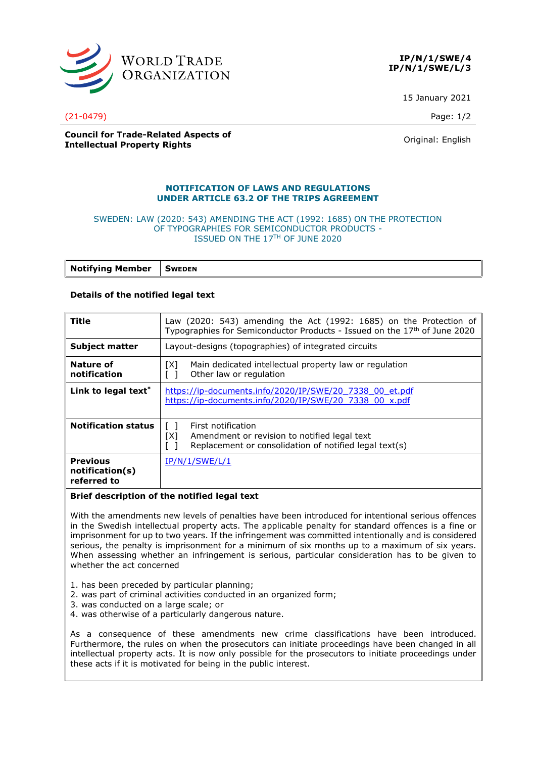WORLD TRADE ORGANIZATION

**IP/N/1/SWE/4**
**IP/N/1/SWE/L/3**

15 January 2021

(21-0479)

**Council for Trade-Related Aspects of Intellectual Property Rights**

Original: English

## NOTIFICATION OF LAWS AND REGULATIONS UNDER ARTICLE 63.2 OF THE TRIPS AGREEMENT

SWEDEN: LAW (2020: 543) AMENDING THE ACT (1992: 1685) ON THE PROTECTION OF TYPOGRAPHIES FOR SEMICONDUCTOR PRODUCTS - ISSUED ON THE 17TH OF JUNE 2020

| **Notifying Member** | **SWEDEN** |
|---|---|

**Details of the notified legal text**

| | |
|---|---|
| **Title** | Law (2020: 543) amending the Act (1992: 1685) on the Protection of Typographies for Semiconductor Products - Issued on the 17th of June 2020 |
| **Subject matter** | Layout-designs (topographies) of integrated circuits |
| **Nature of notification** | [X] Main dedicated intellectual property law or regulation<br>[ ] Other law or regulation |
| **Link to legal text*** | https://ip-documents.info/2020/IP/SWE/20_7338_00_et.pdf<br>https://ip-documents.info/2020/IP/SWE/20_7338_00_x.pdf |
| **Notification status** | [ ] First notification<br>[X] Amendment or revision to notified legal text<br>[ ] Replacement or consolidation of notified legal text(s) |
| **Previous notification(s) referred to** | IP/N/1/SWE/L/1 |

**Brief description of the notified legal text**

With the amendments new levels of penalties have been introduced for intentional serious offences in the Swedish intellectual property acts. The applicable penalty for standard offences is a fine or imprisonment for up to two years. If the infringement was committed intentionally and is considered serious, the penalty is imprisonment for a minimum of six months up to a maximum of six years. When assessing whether an infringement is serious, particular consideration has to be given to whether the act concerned

1. has been preceded by particular planning;
2. was part of criminal activities conducted in an organized form;
3. was conducted on a large scale; or
4. was otherwise of a particularly dangerous nature.

As a consequence of these amendments new crime classifications have been introduced. Furthermore, the rules on when the prosecutors can initiate proceedings have been changed in all intellectual property acts. It is now only possible for the prosecutors to initiate proceedings under these acts if it is motivated for being in the public interest.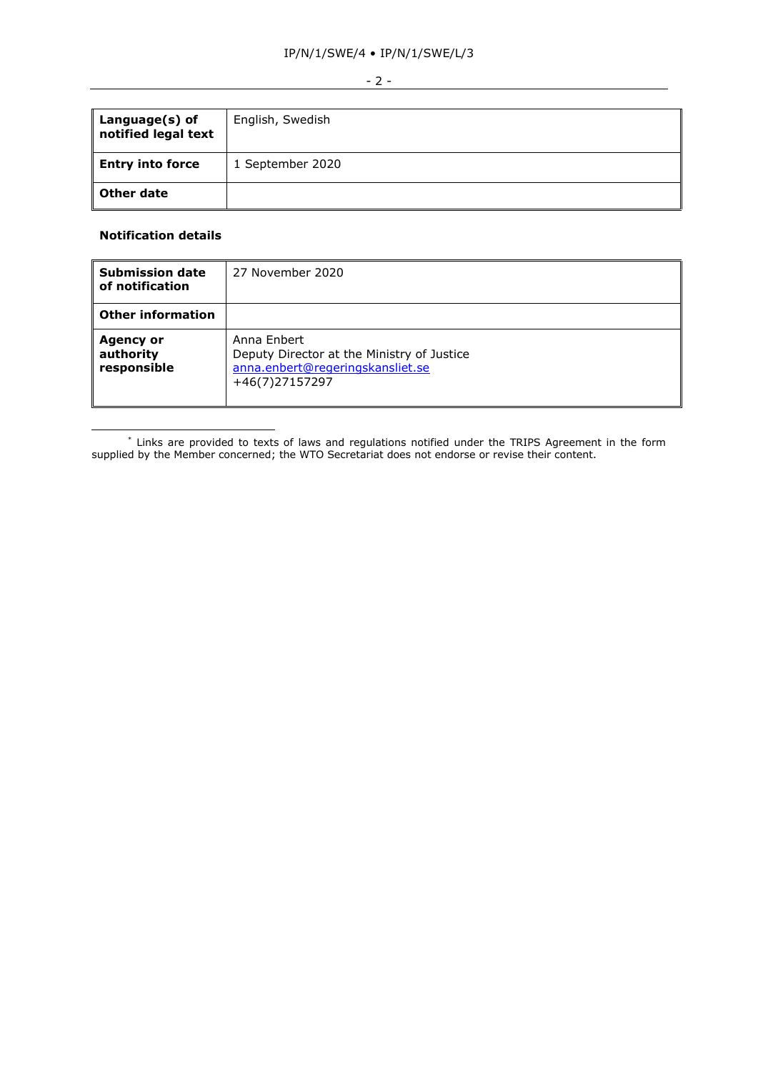| | |
|---|---|
| **Language(s) of notified legal text** | English, Swedish |
| **Entry into force** | 1 September 2020 |
| **Other date** | |

**Notification details**

| | |
|---|---|
| **Submission date of notification** | 27 November 2020 |
| **Other information** | |
| **Agency or authority responsible** | Anna Enbert<br>Deputy Director at the Ministry of Justice<br>anna.enbert@regeringskansliet.se<br>+46(7)27157297 |

[*] Links are provided to texts of laws and regulations notified under the TRIPS Agreement in the form supplied by the Member concerned; the WTO Secretariat does not endorse or revise their content.